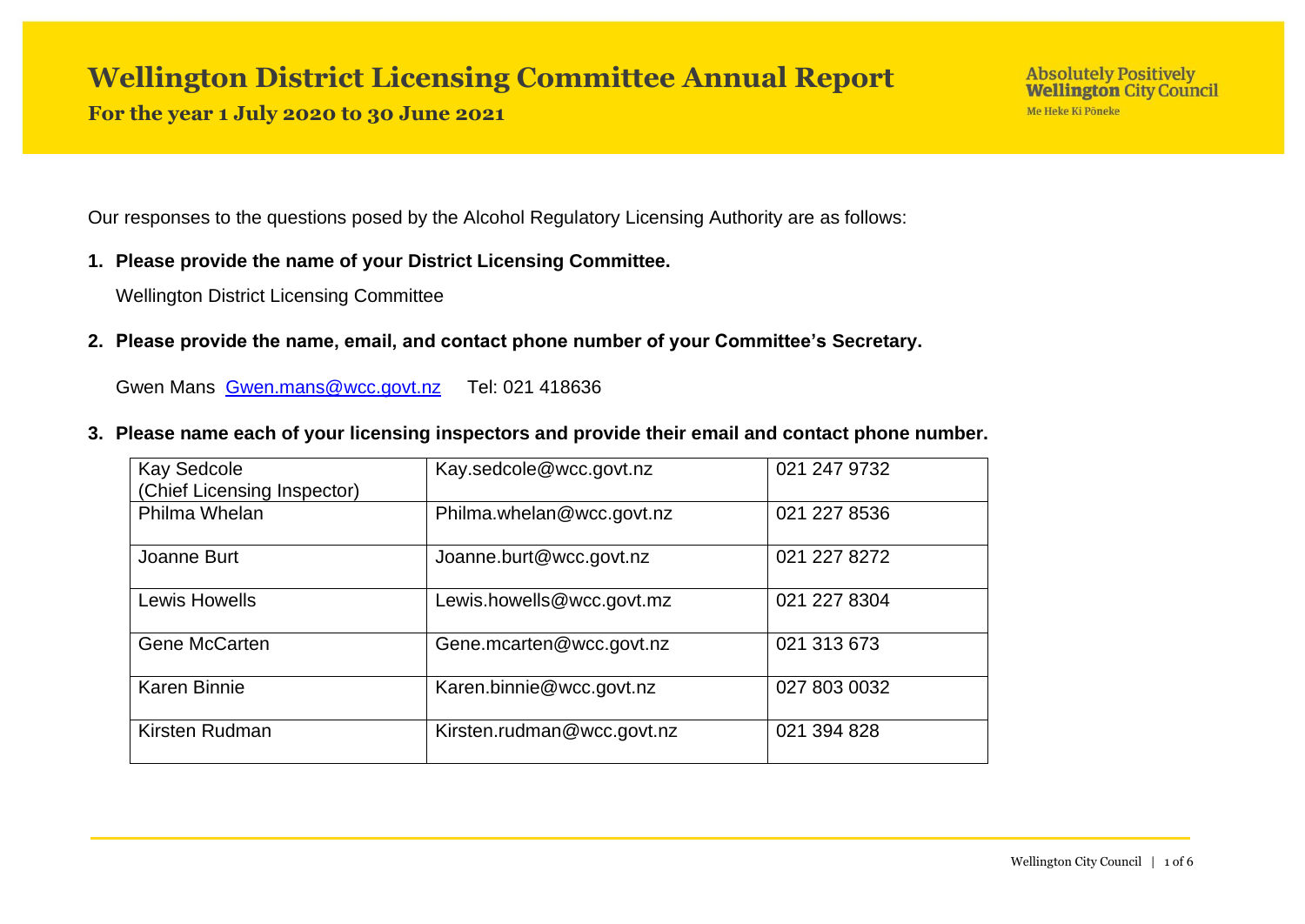# Wellington District Licensing Committee Annual Report

**For the year 1 July 2020 to 30 June 2021**

Absolutely Positively **Wellington** City Council
Me Heke Ki Pōneke

Our responses to the questions posed by the Alcohol Regulatory Licensing Authority are as follows:

1. **Please provide the name of your District Licensing Committee.**

   Wellington District Licensing Committee

2. **Please provide the name, email, and contact phone number of your Committee's Secretary.**

   Gwen Mans [Gwen.mans@wcc.govt.nz](mailto:Gwen.mans@wcc.govt.nz) Tel: 021 418636

3. **Please name each of your licensing inspectors and provide their email and contact phone number.**

| | | |
|---|---|---|
| Kay Sedcole (Chief Licensing Inspector) | Kay.sedcole@wcc.govt.nz | 021 247 9732 |
| Philma Whelan | Philma.whelan@wcc.govt.nz | 021 227 8536 |
| Joanne Burt | Joanne.burt@wcc.govt.nz | 021 227 8272 |
| Lewis Howells | Lewis.howells@wcc.govt.mz | 021 227 8304 |
| Gene McCarten | Gene.mcarten@wcc.govt.nz | 021 313 673 |
| Karen Binnie | Karen.binnie@wcc.govt.nz | 027 803 0032 |
| Kirsten Rudman | Kirsten.rudman@wcc.govt.nz | 021 394 828 |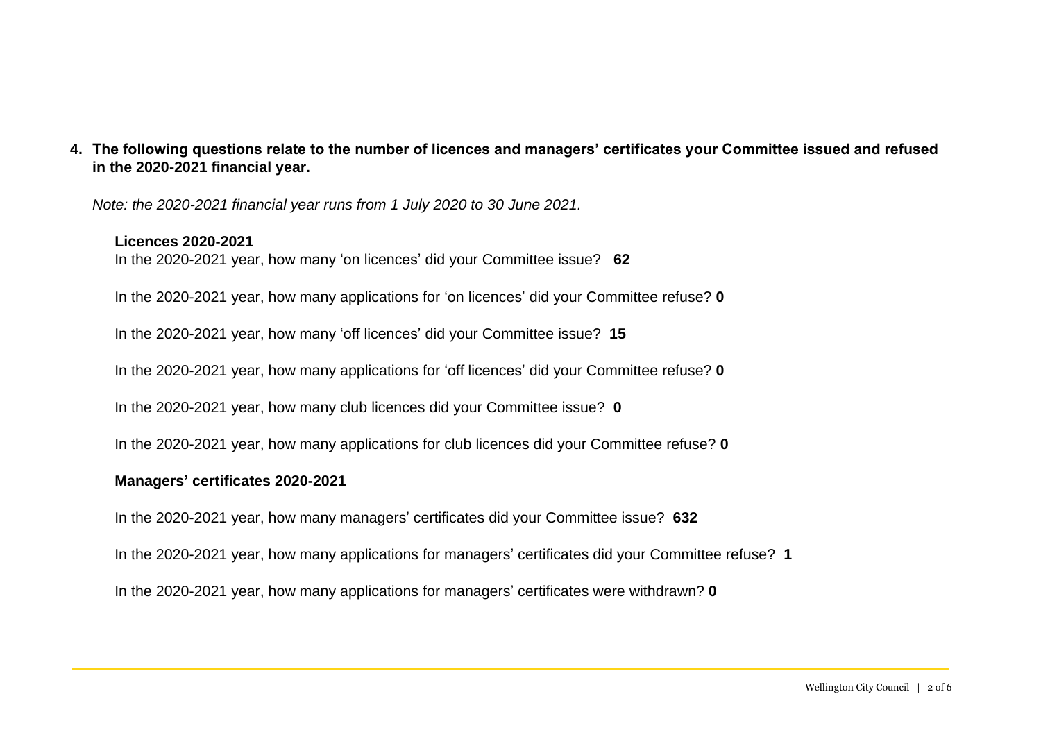**4. The following questions relate to the number of licences and managers' certificates your Committee issued and refused in the 2020-2021 financial year.**

*Note: the 2020-2021 financial year runs from 1 July 2020 to 30 June 2021.*

**Licences 2020-2021**

In the 2020-2021 year, how many 'on licences' did your Committee issue? **62**

In the 2020-2021 year, how many applications for 'on licences' did your Committee refuse? **0**

In the 2020-2021 year, how many 'off licences' did your Committee issue? **15**

In the 2020-2021 year, how many applications for 'off licences' did your Committee refuse? **0**

In the 2020-2021 year, how many club licences did your Committee issue? **0**

In the 2020-2021 year, how many applications for club licences did your Committee refuse? **0**

**Managers' certificates 2020-2021**

In the 2020-2021 year, how many managers' certificates did your Committee issue? **632**

In the 2020-2021 year, how many applications for managers' certificates did your Committee refuse? **1**

In the 2020-2021 year, how many applications for managers' certificates were withdrawn? **0**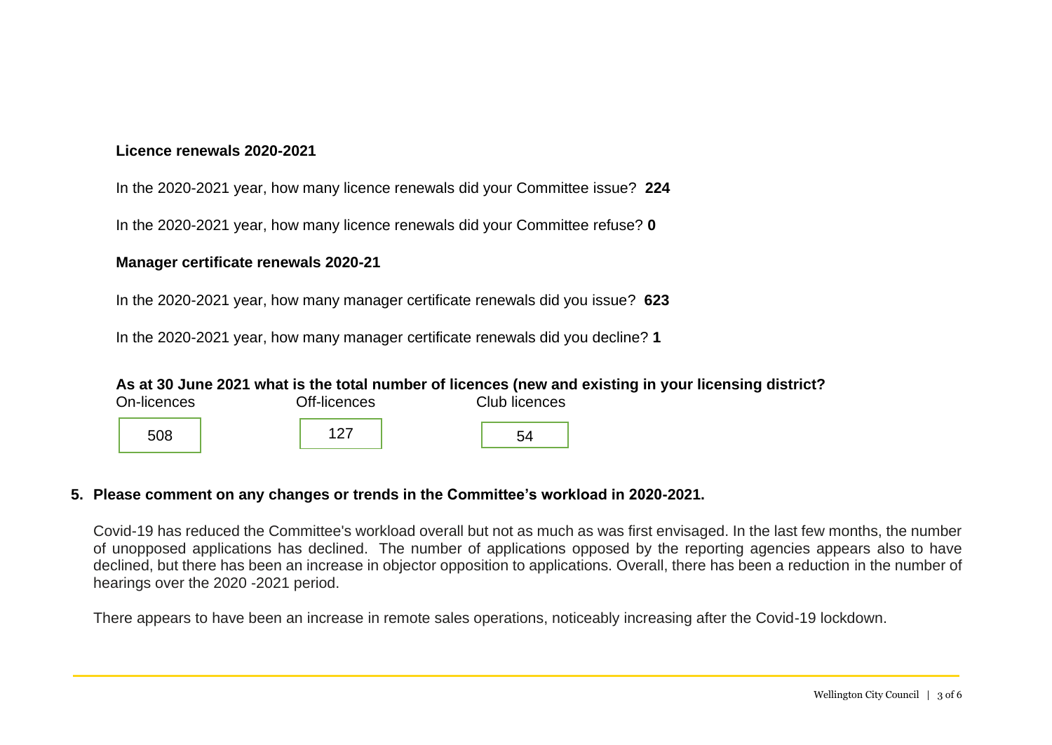**Licence renewals 2020-2021**

In the 2020-2021 year, how many licence renewals did your Committee issue? **224**

In the 2020-2021 year, how many licence renewals did your Committee refuse? **0**

**Manager certificate renewals 2020-21**

In the 2020-2021 year, how many manager certificate renewals did you issue? **623**

In the 2020-2021 year, how many manager certificate renewals did you decline? **1**

**As at 30 June 2021 what is the total number of licences (new and existing in your licensing district?**

| On-licences | Off-licences | Club licences |
| --- | --- | --- |
| 508 | 127 | 54 |

**5. Please comment on any changes or trends in the Committee's workload in 2020-2021.**

Covid-19 has reduced the Committee's workload overall but not as much as was first envisaged. In the last few months, the number of unopposed applications has declined. The number of applications opposed by the reporting agencies appears also to have declined, but there has been an increase in objector opposition to applications. Overall, there has been a reduction in the number of hearings over the 2020 -2021 period.

There appears to have been an increase in remote sales operations, noticeably increasing after the Covid-19 lockdown.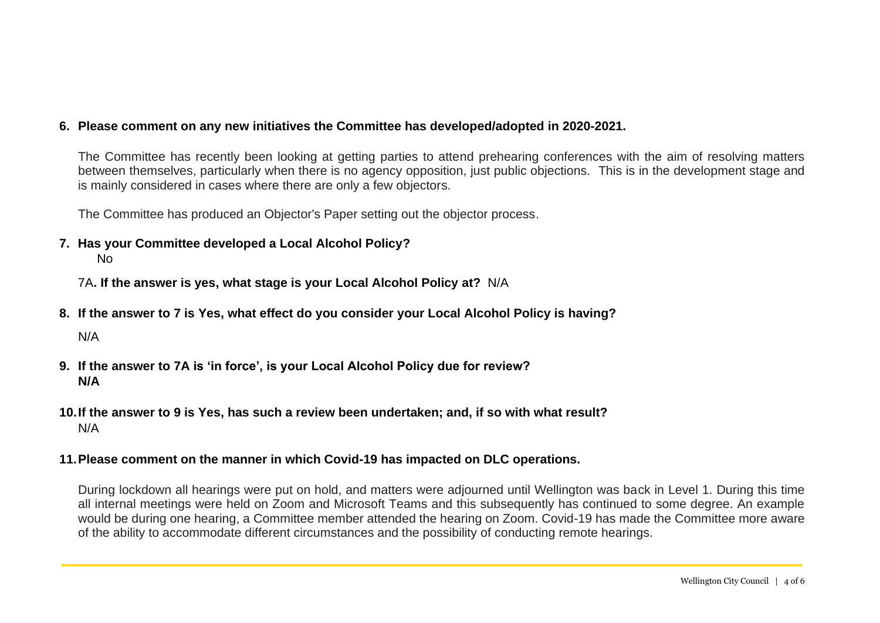**6. Please comment on any new initiatives the Committee has developed/adopted in 2020-2021.**

The Committee has recently been looking at getting parties to attend prehearing conferences with the aim of resolving matters between themselves, particularly when there is no agency opposition, just public objections. This is in the development stage and is mainly considered in cases where there are only a few objectors.

The Committee has produced an Objector's Paper setting out the objector process.

**7. Has your Committee developed a Local Alcohol Policy?**

No

7A**. If the answer is yes, what stage is your Local Alcohol Policy at?** N/A

**8. If the answer to 7 is Yes, what effect do you consider your Local Alcohol Policy is having?**

N/A

**9. If the answer to 7A is 'in force', is your Local Alcohol Policy due for review?**

**N/A**

**10. If the answer to 9 is Yes, has such a review been undertaken; and, if so with what result?**

N/A

**11. Please comment on the manner in which Covid-19 has impacted on DLC operations.**

During lockdown all hearings were put on hold, and matters were adjourned until Wellington was back in Level 1. During this time all internal meetings were held on Zoom and Microsoft Teams and this subsequently has continued to some degree. An example would be during one hearing, a Committee member attended the hearing on Zoom. Covid-19 has made the Committee more aware of the ability to accommodate different circumstances and the possibility of conducting remote hearings.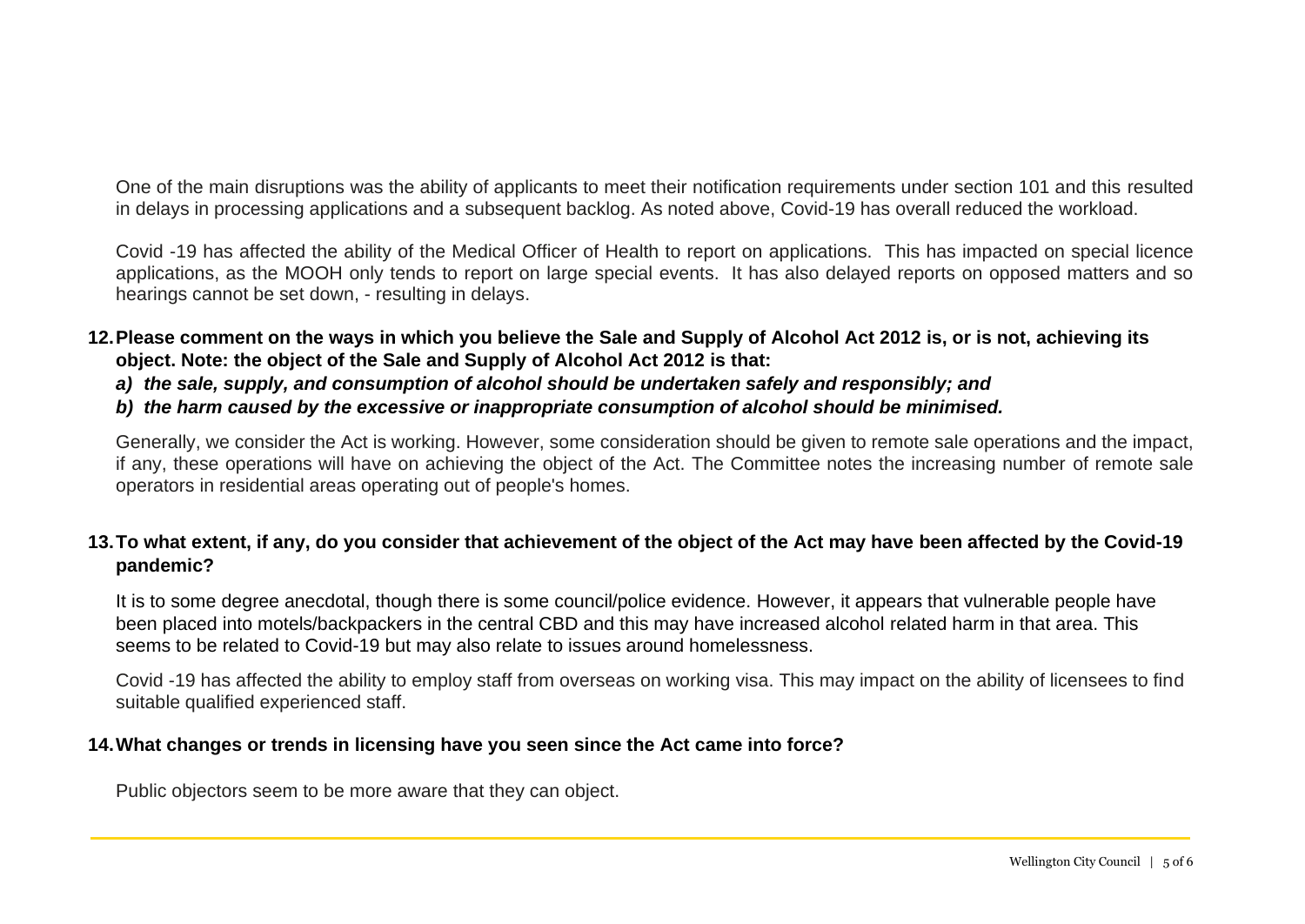One of the main disruptions was the ability of applicants to meet their notification requirements under section 101 and this resulted in delays in processing applications and a subsequent backlog. As noted above, Covid-19 has overall reduced the workload.

Covid -19 has affected the ability of the Medical Officer of Health to report on applications. This has impacted on special licence applications, as the MOOH only tends to report on large special events. It has also delayed reports on opposed matters and so hearings cannot be set down, - resulting in delays.

**12. Please comment on the ways in which you believe the Sale and Supply of Alcohol Act 2012 is, or is not, achieving its object. Note: the object of the Sale and Supply of Alcohol Act 2012 is that:**

***a) the sale, supply, and consumption of alcohol should be undertaken safely and responsibly; and***

***b) the harm caused by the excessive or inappropriate consumption of alcohol should be minimised.***

Generally, we consider the Act is working. However, some consideration should be given to remote sale operations and the impact, if any, these operations will have on achieving the object of the Act. The Committee notes the increasing number of remote sale operators in residential areas operating out of people's homes.

**13. To what extent, if any, do you consider that achievement of the object of the Act may have been affected by the Covid-19 pandemic?**

It is to some degree anecdotal, though there is some council/police evidence. However, it appears that vulnerable people have been placed into motels/backpackers in the central CBD and this may have increased alcohol related harm in that area. This seems to be related to Covid-19 but may also relate to issues around homelessness.

Covid -19 has affected the ability to employ staff from overseas on working visa. This may impact on the ability of licensees to find suitable qualified experienced staff.

**14. What changes or trends in licensing have you seen since the Act came into force?**

Public objectors seem to be more aware that they can object.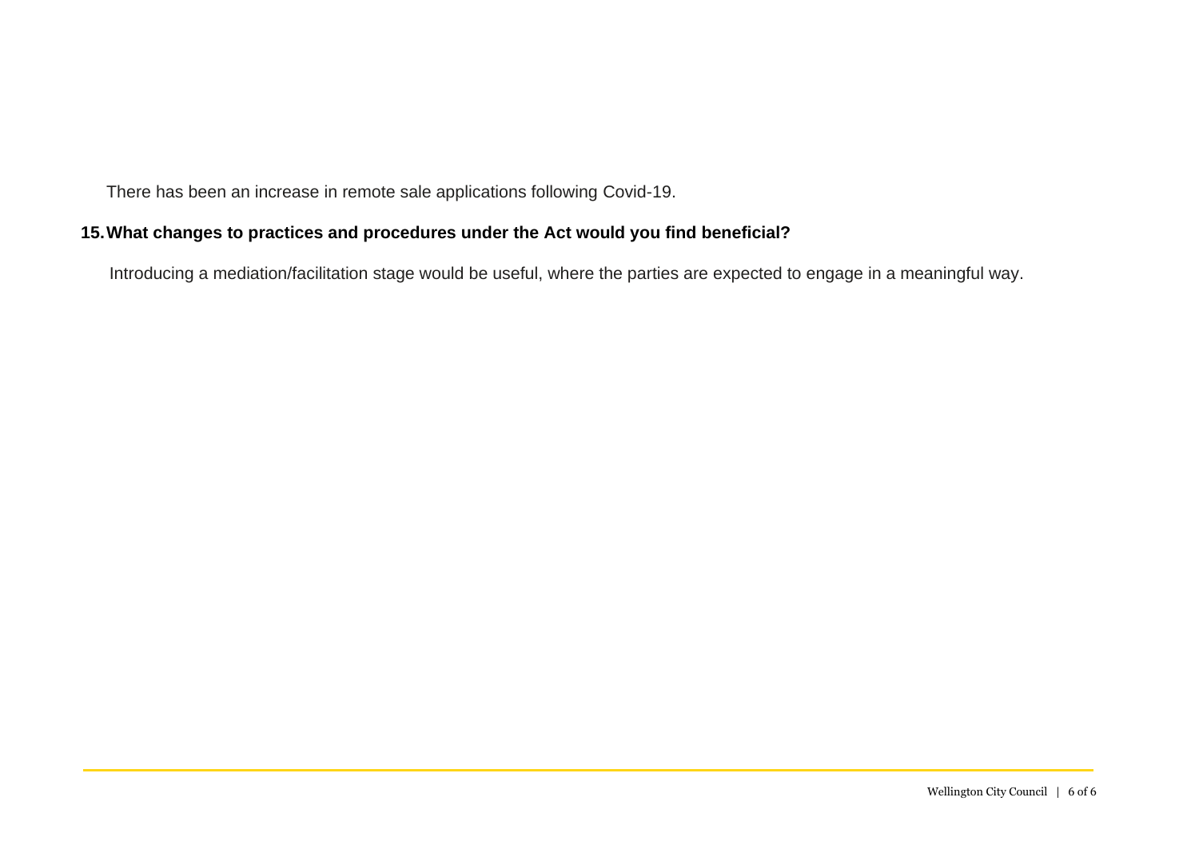There has been an increase in remote sale applications following Covid-19.

**15. What changes to practices and procedures under the Act would you find beneficial?**

Introducing a mediation/facilitation stage would be useful, where the parties are expected to engage in a meaningful way.